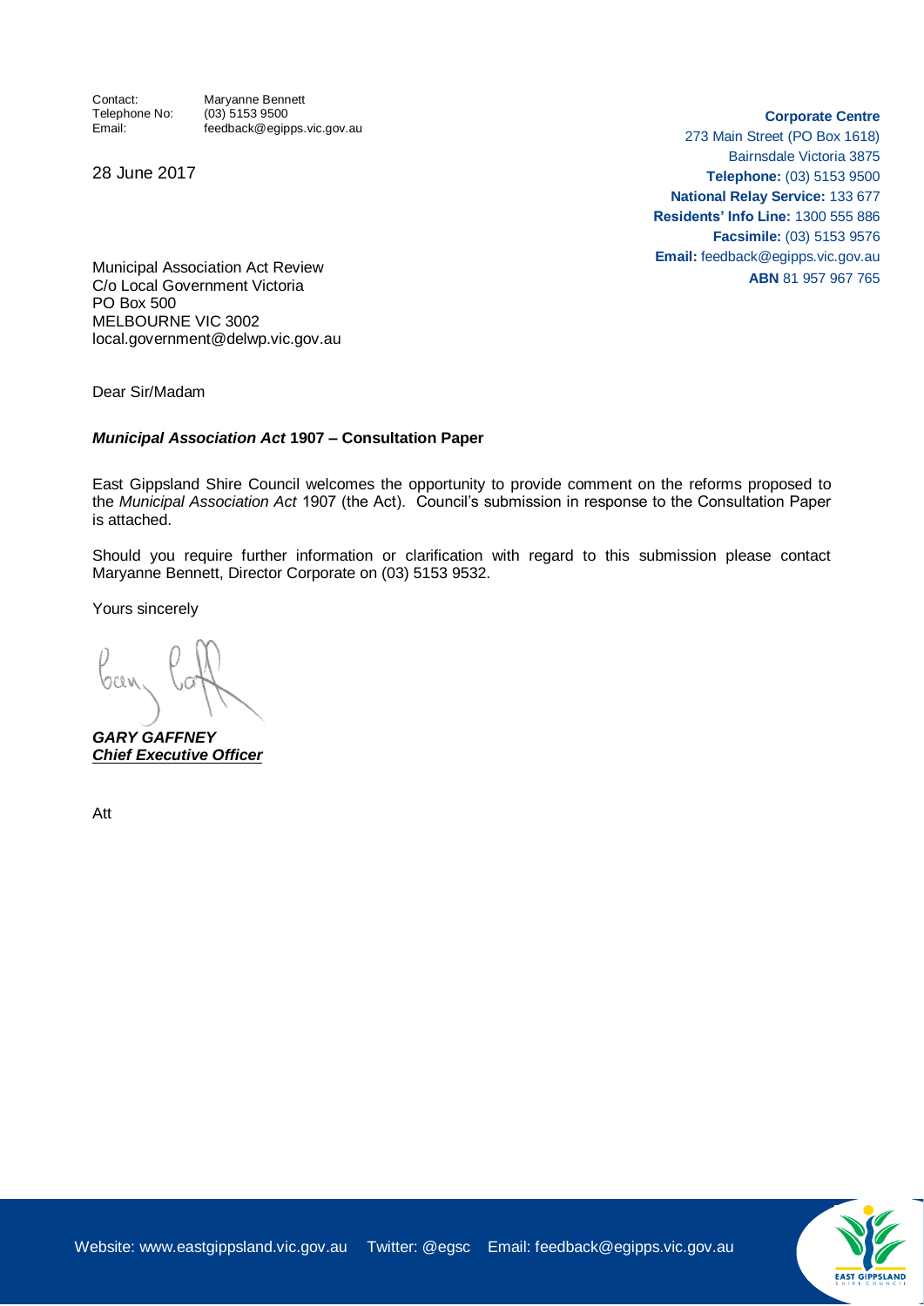Contact: Maryanne Bennett
Telephone No: (03) 5153 9500
Email: feedback@egipps.vic.gov.au

**Corporate Centre**
273 Main Street (PO Box 1618)
Bairnsdale Victoria 3875
**Telephone:** (03) 5153 9500
**National Relay Service:** 133 677
**Residents' Info Line:** 1300 555 886
**Facsimile:** (03) 5153 9576
**Email:** feedback@egipps.vic.gov.au
**ABN** 81 957 967 765

28 June 2017

Municipal Association Act Review
C/o Local Government Victoria
PO Box 500
MELBOURNE VIC 3002
local.government@delwp.vic.gov.au

Dear Sir/Madam

***Municipal Association Act* 1907 – Consultation Paper**

East Gippsland Shire Council welcomes the opportunity to provide comment on the reforms proposed to the *Municipal Association Act* 1907 (the Act). Council's submission in response to the Consultation Paper is attached.

Should you require further information or clarification with regard to this submission please contact Maryanne Bennett, Director Corporate on (03) 5153 9532.

Yours sincerely

***GARY GAFFNEY***
***Chief Executive Officer***

Att

Website: www.eastgippsland.vic.gov.au Twitter: @egsc Email: feedback@egipps.vic.gov.au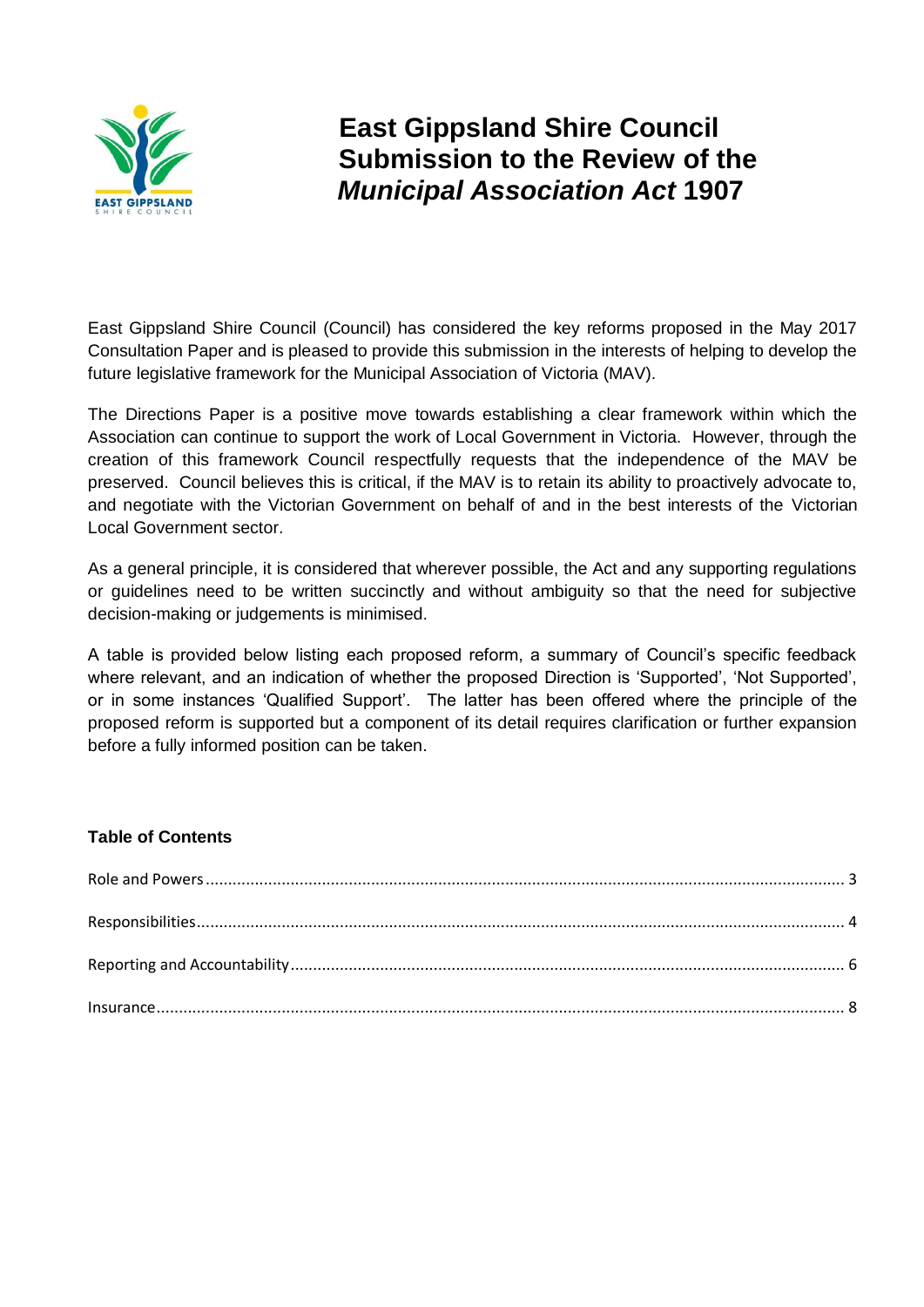# East Gippsland Shire Council Submission to the Review of the *Municipal Association Act* 1907

East Gippsland Shire Council (Council) has considered the key reforms proposed in the May 2017 Consultation Paper and is pleased to provide this submission in the interests of helping to develop the future legislative framework for the Municipal Association of Victoria (MAV).

The Directions Paper is a positive move towards establishing a clear framework within which the Association can continue to support the work of Local Government in Victoria. However, through the creation of this framework Council respectfully requests that the independence of the MAV be preserved. Council believes this is critical, if the MAV is to retain its ability to proactively advocate to, and negotiate with the Victorian Government on behalf of and in the best interests of the Victorian Local Government sector.

As a general principle, it is considered that wherever possible, the Act and any supporting regulations or guidelines need to be written succinctly and without ambiguity so that the need for subjective decision-making or judgements is minimised.

A table is provided below listing each proposed reform, a summary of Council's specific feedback where relevant, and an indication of whether the proposed Direction is 'Supported', 'Not Supported', or in some instances 'Qualified Support'. The latter has been offered where the principle of the proposed reform is supported but a component of its detail requires clarification or further expansion before a fully informed position can be taken.

### Table of Contents

- Role and Powers ... 3
- Responsibilities ... 4
- Reporting and Accountability ... 6
- Insurance ... 8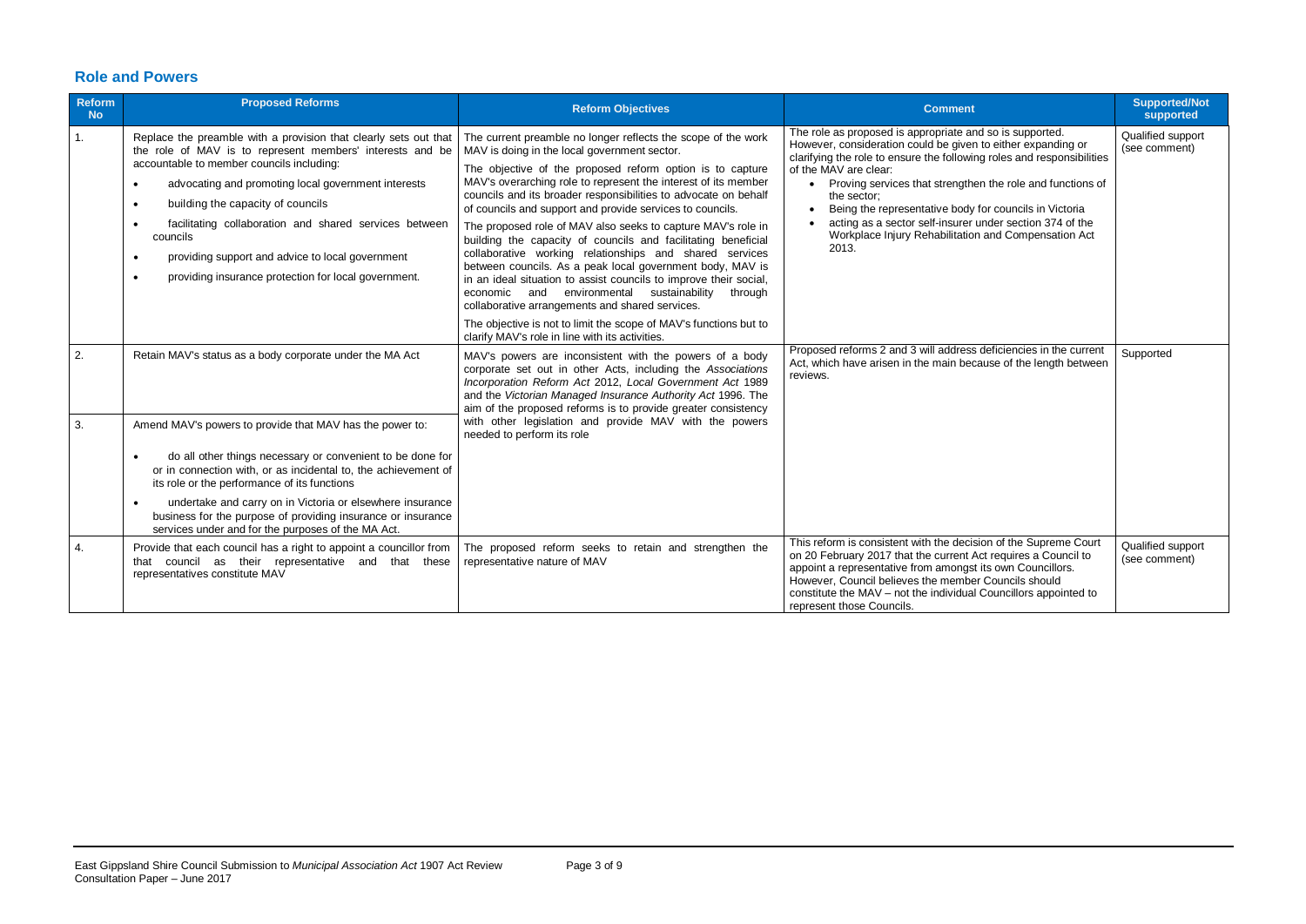## Role and Powers

| Reform No | Proposed Reforms | Reform Objectives | Comment | Supported/Not supported |
|---|---|---|---|---|
| 1. | Replace the preamble with a provision that clearly sets out that the role of MAV is to represent members' interests and be accountable to member councils including:<br>• advocating and promoting local government interests<br>• building the capacity of councils<br>• facilitating collaboration and shared services between councils<br>• providing support and advice to local government<br>• providing insurance protection for local government. | The current preamble no longer reflects the scope of the work MAV is doing in the local government sector.<br>The objective of the proposed reform option is to capture MAV's overarching role to represent the interest of its member councils and its broader responsibilities to advocate on behalf of councils and support and provide services to councils.<br>The proposed role of MAV also seeks to capture MAV's role in building the capacity of councils and facilitating beneficial collaborative working relationships and shared services between councils. As a peak local government body, MAV is in an ideal situation to assist councils to improve their social, economic and environmental sustainability through collaborative arrangements and shared services.<br>The objective is not to limit the scope of MAV's functions but to clarify MAV's role in line with its activities. | The role as proposed is appropriate and so is supported. However, consideration could be given to either expanding or clarifying the role to ensure the following roles and responsibilities of the MAV are clear:<br>• Proving services that strengthen the role and functions of the sector;<br>• Being the representative body for councils in Victoria<br>• acting as a sector self-insurer under section 374 of the Workplace Injury Rehabilitation and Compensation Act 2013. | Qualified support (see comment) |
| 2. | Retain MAV's status as a body corporate under the MA Act | MAV's powers are inconsistent with the powers of a body corporate set out in other Acts, including the *Associations Incorporation Reform Act* 2012, *Local Government Act* 1989 and the *Victorian Managed Insurance Authority Act* 1996. The aim of the proposed reforms is to provide greater consistency with other legislation and provide MAV with the powers needed to perform its role | Proposed reforms 2 and 3 will address deficiencies in the current Act, which have arisen in the main because of the length between reviews. | Supported |
| 3. | Amend MAV's powers to provide that MAV has the power to:<br>• do all other things necessary or convenient to be done for or in connection with, or as incidental to, the achievement of its role or the performance of its functions<br>• undertake and carry on in Victoria or elsewhere insurance business for the purpose of providing insurance or insurance services under and for the purposes of the MA Act. | | | |
| 4. | Provide that each council has a right to appoint a councillor from that council as their representative and that these representatives constitute MAV | The proposed reform seeks to retain and strengthen the representative nature of MAV | This reform is consistent with the decision of the Supreme Court on 20 February 2017 that the current Act requires a Council to appoint a representative from amongst its own Councillors. However, Council believes the member Councils should constitute the MAV – not the individual Councillors appointed to represent those Councils. | Qualified support (see comment) |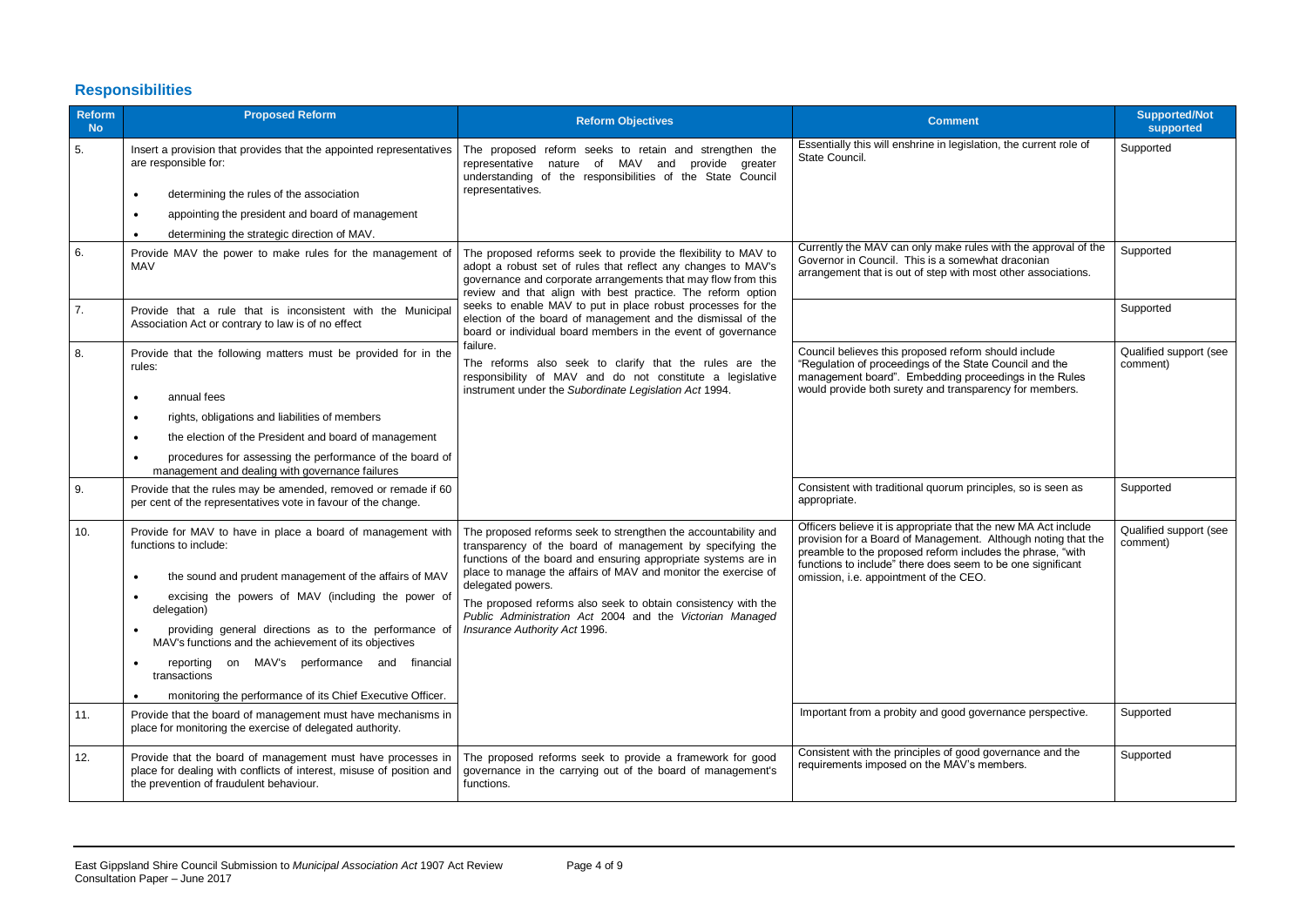## Responsibilities

| Reform No | Proposed Reform | Reform Objectives | Comment | Supported/Not supported |
|---|---|---|---|---|
| 5. | Insert a provision that provides that the appointed representatives are responsible for:<br>• determining the rules of the association<br>• appointing the president and board of management<br>• determining the strategic direction of MAV. | The proposed reform seeks to retain and strengthen the representative nature of MAV and provide greater understanding of the responsibilities of the State Council representatives. | Essentially this will enshrine in legislation, the current role of State Council. | Supported |
| 6. | Provide MAV the power to make rules for the management of MAV | The proposed reforms seek to provide the flexibility to MAV to adopt a robust set of rules that reflect any changes to MAV's governance and corporate arrangements that may flow from this review and that align with best practice. The reform option seeks to enable MAV to put in place robust processes for the election of the board of management and the dismissal of the board or individual board members in the event of governance failure.<br>The reforms also seek to clarify that the rules are the responsibility of MAV and do not constitute a legislative instrument under the *Subordinate Legislation Act* 1994. | Currently the MAV can only make rules with the approval of the Governor in Council. This is a somewhat draconian arrangement that is out of step with most other associations. | Supported |
| 7. | Provide that a rule that is inconsistent with the Municipal Association Act or contrary to law is of no effect | | | Supported |
| 8. | Provide that the following matters must be provided for in the rules:<br>• annual fees<br>• rights, obligations and liabilities of members<br>• the election of the President and board of management<br>• procedures for assessing the performance of the board of management and dealing with governance failures | | Council believes this proposed reform should include "Regulation of proceedings of the State Council and the management board". Embedding proceedings in the Rules would provide both surety and transparency for members. | Qualified support (see comment) |
| 9. | Provide that the rules may be amended, removed or remade if 60 per cent of the representatives vote in favour of the change. | | Consistent with traditional quorum principles, so is seen as appropriate. | Supported |
| 10. | Provide for MAV to have in place a board of management with functions to include:<br>• the sound and prudent management of the affairs of MAV<br>• excising the powers of MAV (including the power of delegation)<br>• providing general directions as to the performance of MAV's functions and the achievement of its objectives<br>• reporting on MAV's performance and financial transactions<br>• monitoring the performance of its Chief Executive Officer. | The proposed reforms seek to strengthen the accountability and transparency of the board of management by specifying the functions of the board and ensuring appropriate systems are in place to manage the affairs of MAV and monitor the exercise of delegated powers.<br>The proposed reforms also seek to obtain consistency with the *Public Administration Act* 2004 and the *Victorian Managed Insurance Authority Act* 1996. | Officers believe it is appropriate that the new MA Act include provision for a Board of Management. Although noting that the preamble to the proposed reform includes the phrase, "with functions to include" there does seem to be one significant omission, i.e. appointment of the CEO. | Qualified support (see comment) |
| 11. | Provide that the board of management must have mechanisms in place for monitoring the exercise of delegated authority. | | Important from a probity and good governance perspective. | Supported |
| 12. | Provide that the board of management must have processes in place for dealing with conflicts of interest, misuse of position and the prevention of fraudulent behaviour. | The proposed reforms seek to provide a framework for good governance in the carrying out of the board of management's functions. | Consistent with the principles of good governance and the requirements imposed on the MAV's members. | Supported |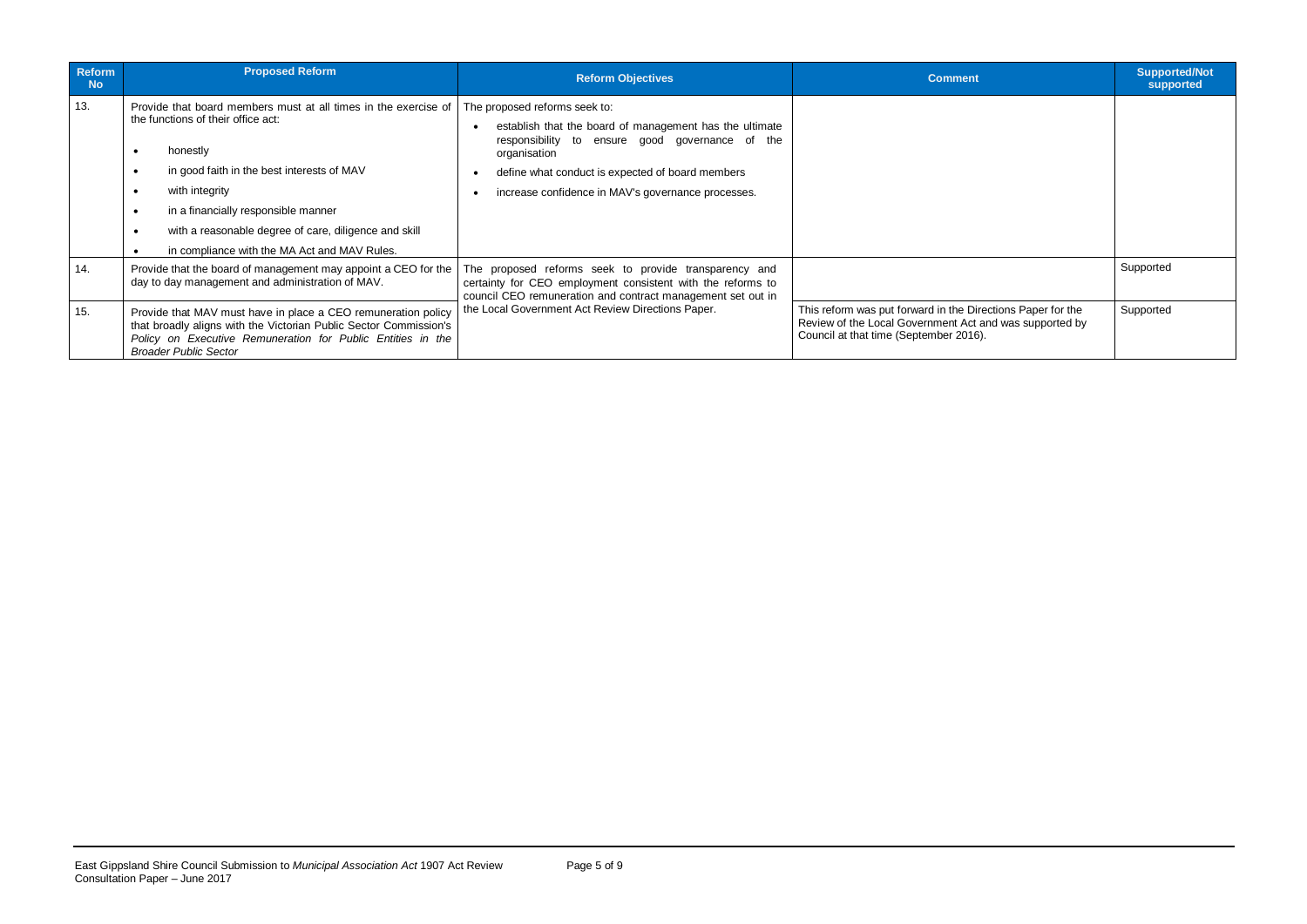| Reform No | Proposed Reform | Reform Objectives | Comment | Supported/Not supported |
|---|---|---|---|---|
| 13. | Provide that board members must at all times in the exercise of the functions of their office act:<br>• honestly<br>• in good faith in the best interests of MAV<br>• with integrity<br>• in a financially responsible manner<br>• with a reasonable degree of care, diligence and skill<br>• in compliance with the MA Act and MAV Rules. | The proposed reforms seek to:<br>• establish that the board of management has the ultimate responsibility to ensure good governance of the organisation<br>• define what conduct is expected of board members<br>• increase confidence in MAV's governance processes. | | |
| 14. | Provide that the board of management may appoint a CEO for the day to day management and administration of MAV. | The proposed reforms seek to provide transparency and certainty for CEO employment consistent with the reforms to council CEO remuneration and contract management set out in the Local Government Act Review Directions Paper. | | Supported |
| 15. | Provide that MAV must have in place a CEO remuneration policy that broadly aligns with the Victorian Public Sector Commission's *Policy on Executive Remuneration for Public Entities in the Broader Public Sector* | | This reform was put forward in the Directions Paper for the Review of the Local Government Act and was supported by Council at that time (September 2016). | Supported |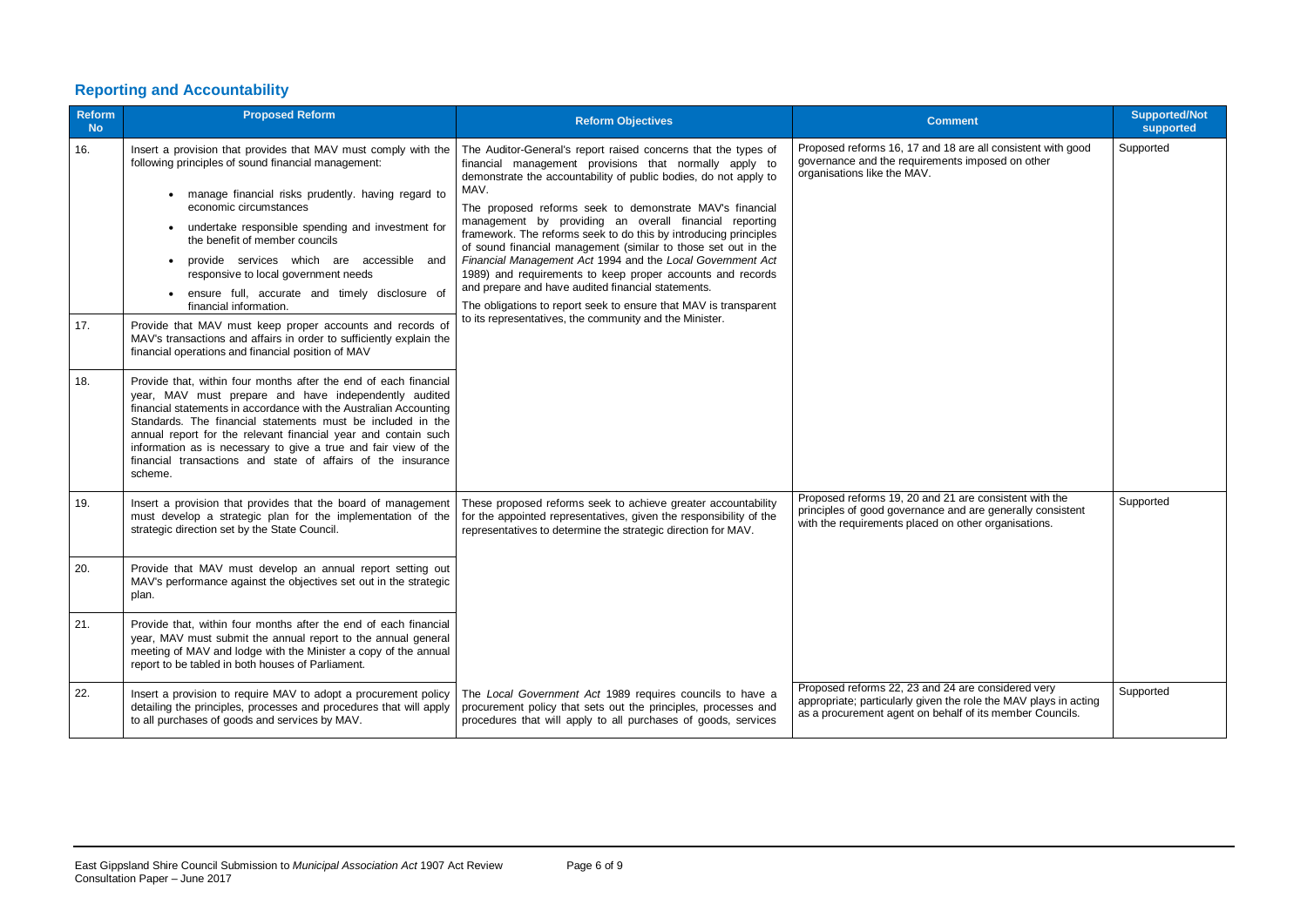## Reporting and Accountability

| Reform No | Proposed Reform | Reform Objectives | Comment | Supported/Not supported |
|---|---|---|---|---|
| 16. | Insert a provision that provides that MAV must comply with the following principles of sound financial management:<br>• manage financial risks prudently. having regard to economic circumstances<br>• undertake responsible spending and investment for the benefit of member councils<br>• provide services which are accessible and responsive to local government needs<br>• ensure full, accurate and timely disclosure of financial information. | The Auditor-General's report raised concerns that the types of financial management provisions that normally apply to demonstrate the accountability of public bodies, do not apply to MAV.<br>The proposed reforms seek to demonstrate MAV's financial management by providing an overall financial reporting framework. The reforms seek to do this by introducing principles of sound financial management (similar to those set out in the *Financial Management Act* 1994 and the *Local Government Act* 1989) and requirements to keep proper accounts and records and prepare and have audited financial statements.<br>The obligations to report seek to ensure that MAV is transparent to its representatives, the community and the Minister. | Proposed reforms 16, 17 and 18 are all consistent with good governance and the requirements imposed on other organisations like the MAV. | Supported |
| 17. | Provide that MAV must keep proper accounts and records of MAV's transactions and affairs in order to sufficiently explain the financial operations and financial position of MAV | | | |
| 18. | Provide that, within four months after the end of each financial year, MAV must prepare and have independently audited financial statements in accordance with the Australian Accounting Standards. The financial statements must be included in the annual report for the relevant financial year and contain such information as is necessary to give a true and fair view of the financial transactions and state of affairs of the insurance scheme. | | | |
| 19. | Insert a provision that provides that the board of management must develop a strategic plan for the implementation of the strategic direction set by the State Council. | These proposed reforms seek to achieve greater accountability for the appointed representatives, given the responsibility of the representatives to determine the strategic direction for MAV. | Proposed reforms 19, 20 and 21 are consistent with the principles of good governance and are generally consistent with the requirements placed on other organisations. | Supported |
| 20. | Provide that MAV must develop an annual report setting out MAV's performance against the objectives set out in the strategic plan. | | | |
| 21. | Provide that, within four months after the end of each financial year, MAV must submit the annual report to the annual general meeting of MAV and lodge with the Minister a copy of the annual report to be tabled in both houses of Parliament. | | | |
| 22. | Insert a provision to require MAV to adopt a procurement policy detailing the principles, processes and procedures that will apply to all purchases of goods and services by MAV. | The *Local Government Act* 1989 requires councils to have a procurement policy that sets out the principles, processes and procedures that will apply to all purchases of goods, services | Proposed reforms 22, 23 and 24 are considered very appropriate; particularly given the role the MAV plays in acting as a procurement agent on behalf of its member Councils. | Supported |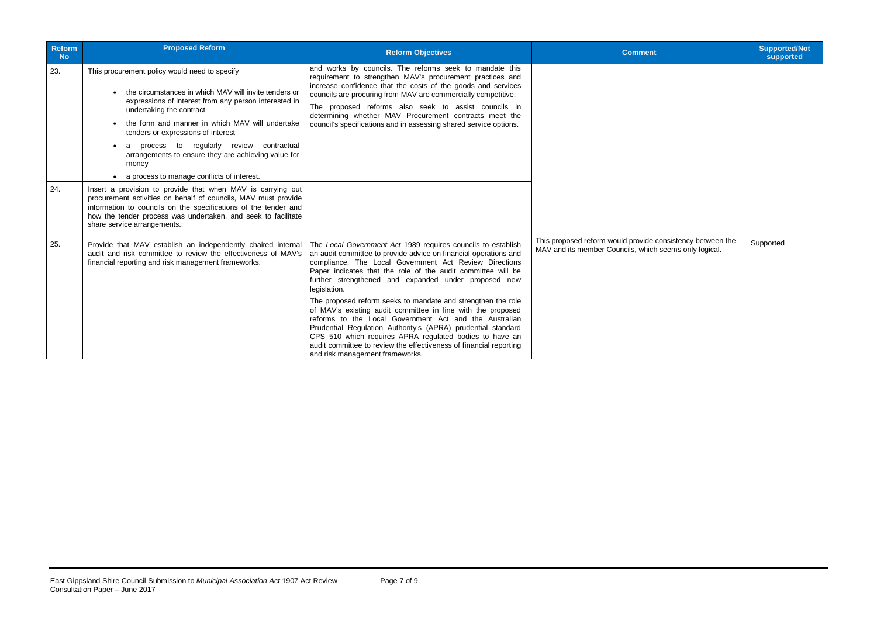| Reform No | Proposed Reform | Reform Objectives | Comment | Supported/Not supported |
|---|---|---|---|---|
| 23. | This procurement policy would need to specify<br>• the circumstances in which MAV will invite tenders or expressions of interest from any person interested in undertaking the contract<br>• the form and manner in which MAV will undertake tenders or expressions of interest<br>• a process to regularly review contractual arrangements to ensure they are achieving value for money<br>• a process to manage conflicts of interest. | and works by councils. The reforms seek to mandate this requirement to strengthen MAV's procurement practices and increase confidence that the costs of the goods and services councils are procuring from MAV are commercially competitive.<br>The proposed reforms also seek to assist councils in determining whether MAV Procurement contracts meet the council's specifications and in assessing shared service options. | | |
| 24. | Insert a provision to provide that when MAV is carrying out procurement activities on behalf of councils, MAV must provide information to councils on the specifications of the tender and how the tender process was undertaken, and seek to facilitate share service arrangements.: | | | |
| 25. | Provide that MAV establish an independently chaired internal audit and risk committee to review the effectiveness of MAV's financial reporting and risk management frameworks. | The *Local Government Act* 1989 requires councils to establish an audit committee to provide advice on financial operations and compliance. The Local Government Act Review Directions Paper indicates that the role of the audit committee will be further strengthened and expanded under proposed new legislation.<br>The proposed reform seeks to mandate and strengthen the role of MAV's existing audit committee in line with the proposed reforms to the Local Government Act and the Australian Prudential Regulation Authority's (APRA) prudential standard CPS 510 which requires APRA regulated bodies to have an audit committee to review the effectiveness of financial reporting and risk management frameworks. | This proposed reform would provide consistency between the MAV and its member Councils, which seems only logical. | Supported |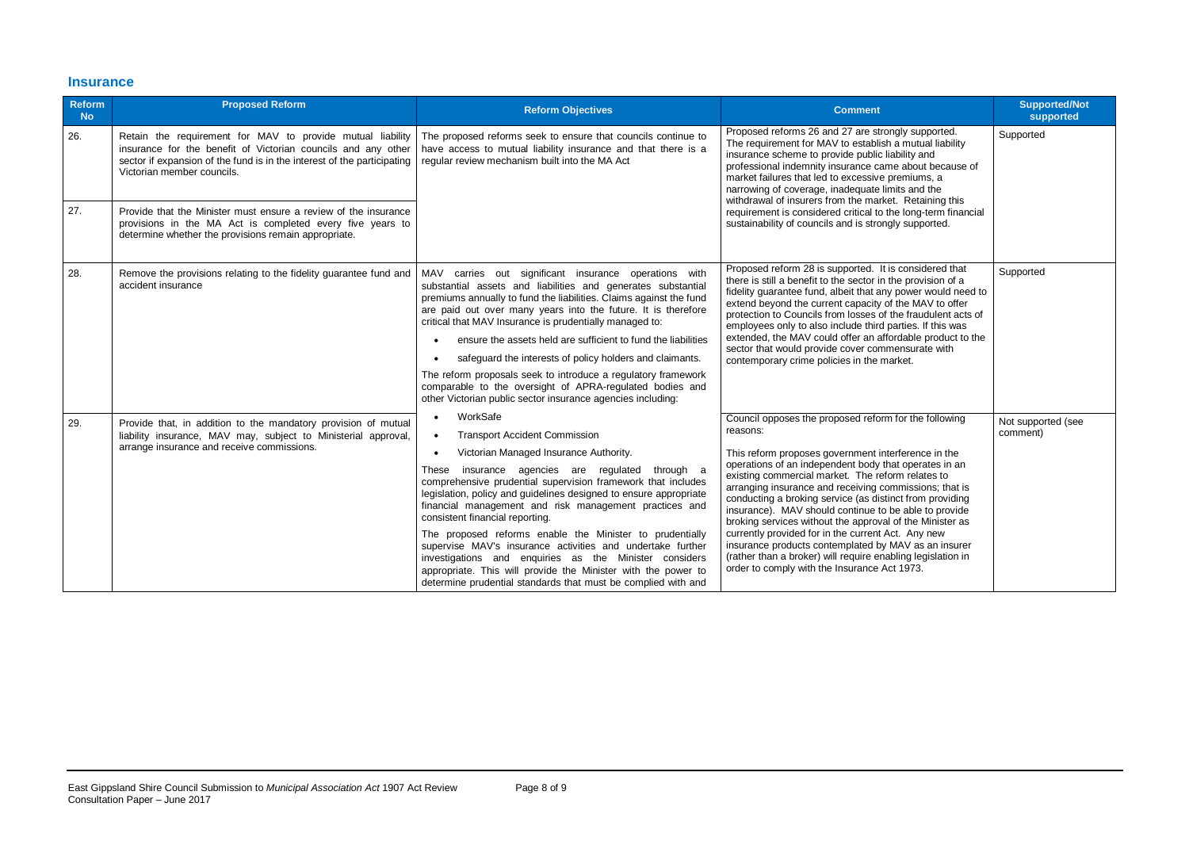## Insurance

| Reform No | Proposed Reform | Reform Objectives | Comment | Supported/Not supported |
|---|---|---|---|---|
| 26. | Retain the requirement for MAV to provide mutual liability insurance for the benefit of Victorian councils and any other sector if expansion of the fund is in the interest of the participating Victorian member councils. | The proposed reforms seek to ensure that councils continue to have access to mutual liability insurance and that there is a regular review mechanism built into the MA Act | Proposed reforms 26 and 27 are strongly supported. The requirement for MAV to establish a mutual liability insurance scheme to provide public liability and professional indemnity insurance came about because of market failures that led to excessive premiums, a narrowing of coverage, inadequate limits and the withdrawal of insurers from the market. Retaining this requirement is considered critical to the long-term financial sustainability of councils and is strongly supported. | Supported |
| 27. | Provide that the Minister must ensure a review of the insurance provisions in the MA Act is completed every five years to determine whether the provisions remain appropriate. | | | |
| 28. | Remove the provisions relating to the fidelity guarantee fund and accident insurance | MAV carries out significant insurance operations with substantial assets and liabilities and generates substantial premiums annually to fund the liabilities. Claims against the fund are paid out over many years into the future. It is therefore critical that MAV Insurance is prudentially managed to:<br>• ensure the assets held are sufficient to fund the liabilities<br>• safeguard the interests of policy holders and claimants.<br>The reform proposals seek to introduce a regulatory framework comparable to the oversight of APRA-regulated bodies and other Victorian public sector insurance agencies including: | Proposed reform 28 is supported. It is considered that there is still a benefit to the sector in the provision of a fidelity guarantee fund, albeit that any power would need to extend beyond the current capacity of the MAV to offer protection to Councils from losses of the fraudulent acts of employees only to also include third parties. If this was extended, the MAV could offer an affordable product to the sector that would provide cover commensurate with contemporary crime policies in the market. | Supported |
| 29. | Provide that, in addition to the mandatory provision of mutual liability insurance, MAV may, subject to Ministerial approval, arrange insurance and receive commissions. | • WorkSafe<br>• Transport Accident Commission<br>• Victorian Managed Insurance Authority.<br>These insurance agencies are regulated through a comprehensive prudential supervision framework that includes legislation, policy and guidelines designed to ensure appropriate financial management and risk management practices and consistent financial reporting.<br>The proposed reforms enable the Minister to prudentially supervise MAV's insurance activities and undertake further investigations and enquiries as the Minister considers appropriate. This will provide the Minister with the power to determine prudential standards that must be complied with and | Council opposes the proposed reform for the following reasons:<br><br>This reform proposes government interference in the operations of an independent body that operates in an existing commercial market. The reform relates to arranging insurance and receiving commissions; that is conducting a broking service (as distinct from providing insurance). MAV should continue to be able to provide broking services without the approval of the Minister as currently provided for in the current Act. Any new insurance products contemplated by MAV as an insurer (rather than a broker) will require enabling legislation in order to comply with the Insurance Act 1973. | Not supported (see comment) |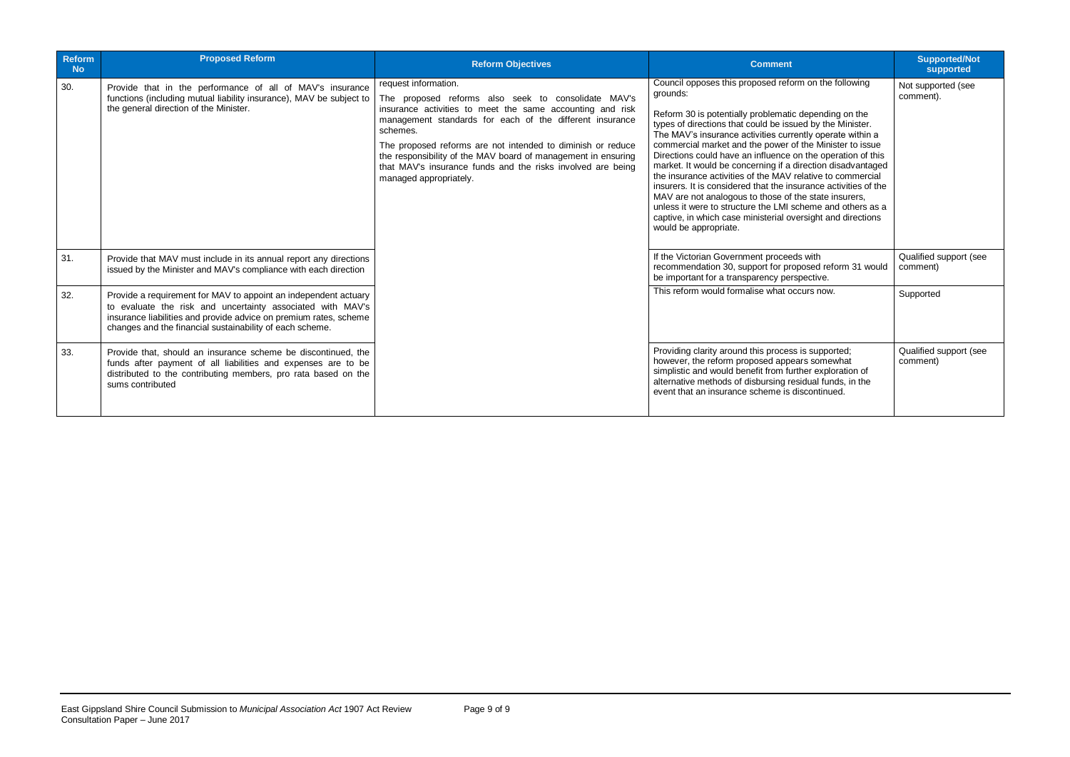| Reform No | Proposed Reform | Reform Objectives | Comment | Supported/Not supported |
|---|---|---|---|---|
| 30. | Provide that in the performance of all of MAV's insurance functions (including mutual liability insurance), MAV be subject to the general direction of the Minister. | request information.<br><br>The proposed reforms also seek to consolidate MAV's insurance activities to meet the same accounting and risk management standards for each of the different insurance schemes.<br><br>The proposed reforms are not intended to diminish or reduce the responsibility of the MAV board of management in ensuring that MAV's insurance funds and the risks involved are being managed appropriately. | Council opposes this proposed reform on the following grounds:<br><br>Reform 30 is potentially problematic depending on the types of directions that could be issued by the Minister. The MAV's insurance activities currently operate within a commercial market and the power of the Minister to issue Directions could have an influence on the operation of this market. It would be concerning if a direction disadvantaged the insurance activities of the MAV relative to commercial insurers. It is considered that the insurance activities of the MAV are not analogous to those of the state insurers, unless it were to structure the LMI scheme and others as a captive, in which case ministerial oversight and directions would be appropriate. | Not supported (see comment). |
| 31. | Provide that MAV must include in its annual report any directions issued by the Minister and MAV's compliance with each direction | | If the Victorian Government proceeds with recommendation 30, support for proposed reform 31 would be important for a transparency perspective. | Qualified support (see comment) |
| 32. | Provide a requirement for MAV to appoint an independent actuary to evaluate the risk and uncertainty associated with MAV's insurance liabilities and provide advice on premium rates, scheme changes and the financial sustainability of each scheme. | | This reform would formalise what occurs now. | Supported |
| 33. | Provide that, should an insurance scheme be discontinued, the funds after payment of all liabilities and expenses are to be distributed to the contributing members, pro rata based on the sums contributed | | Providing clarity around this process is supported; however, the reform proposed appears somewhat simplistic and would benefit from further exploration of alternative methods of disbursing residual funds, in the event that an insurance scheme is discontinued. | Qualified support (see comment) |